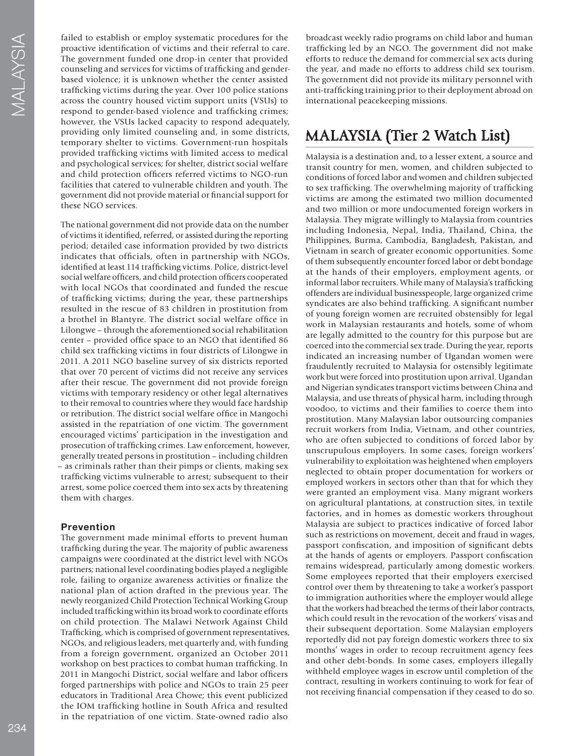failed to establish or employ systematic procedures for the proactive identification of victims and their referral to care. The government funded one drop-in center that provided counseling and services for victims of trafficking and gender-based violence; it is unknown whether the center assisted trafficking victims during the year. Over 100 police stations across the country housed victim support units (VSUs) to respond to gender-based violence and trafficking crimes; however, the VSUs lacked capacity to respond adequately, providing only limited counseling and, in some districts, temporary shelter to victims. Government-run hospitals provided trafficking victims with limited access to medical and psychological services; for shelter, district social welfare and child protection officers referred victims to NGO-run facilities that catered to vulnerable children and youth. The government did not provide material or financial support for these NGO services.

The national government did not provide data on the number of victims it identified, referred, or assisted during the reporting period; detailed case information provided by two districts indicates that officials, often in partnership with NGOs, identified at least 114 trafficking victims. Police, district-level social welfare officers, and child protection officers cooperated with local NGOs that coordinated and funded the rescue of trafficking victims; during the year, these partnerships resulted in the rescue of 83 children in prostitution from a brothel in Blantyre. The district social welfare office in Lilongwe – through the aforementioned social rehabilitation center – provided office space to an NGO that identified 86 child sex trafficking victims in four districts of Lilongwe in 2011. A 2011 NGO baseline survey of six districts reported that over 70 percent of victims did not receive any services after their rescue. The government did not provide foreign victims with temporary residency or other legal alternatives to their removal to countries where they would face hardship or retribution. The district social welfare office in Mangochi assisted in the repatriation of one victim. The government encouraged victims' participation in the investigation and prosecution of trafficking crimes. Law enforcement, however, generally treated persons in prostitution – including children – as criminals rather than their pimps or clients, making sex trafficking victims vulnerable to arrest; subsequent to their arrest, some police coerced them into sex acts by threatening them with charges.

### Prevention

The government made minimal efforts to prevent human trafficking during the year. The majority of public awareness campaigns were coordinated at the district level with NGOs partners; national level coordinating bodies played a negligible role, failing to organize awareness activities or finalize the national plan of action drafted in the previous year. The newly reorganized Child Protection Technical Working Group included trafficking within its broad work to coordinate efforts on child protection. The Malawi Network Against Child Trafficking, which is comprised of government representatives, NGOs, and religious leaders, met quarterly and, with funding from a foreign government, organized an October 2011 workshop on best practices to combat human trafficking. In 2011 in Mangochi District, social welfare and labor officers forged partnerships with police and NGOs to train 25 peer educators in Traditional Area Chowe; this event publicized the IOM trafficking hotline in South Africa and resulted in the repatriation of one victim. State-owned radio also broadcast weekly radio programs on child labor and human trafficking led by an NGO. The government did not make efforts to reduce the demand for commercial sex acts during the year, and made no efforts to address child sex tourism. The government did not provide its military personnel with anti-trafficking training prior to their deployment abroad on international peacekeeping missions.

## MALAYSIA (Tier 2 Watch List)

Malaysia is a destination and, to a lesser extent, a source and transit country for men, women, and children subjected to conditions of forced labor and women and children subjected to sex trafficking. The overwhelming majority of trafficking victims are among the estimated two million documented and two million or more undocumented foreign workers in Malaysia. They migrate willingly to Malaysia from countries including Indonesia, Nepal, India, Thailand, China, the Philippines, Burma, Cambodia, Bangladesh, Pakistan, and Vietnam in search of greater economic opportunities. Some of them subsequently encounter forced labor or debt bondage at the hands of their employers, employment agents, or informal labor recruiters. While many of Malaysia's trafficking offenders are individual businesspeople, large organized crime syndicates are also behind trafficking. A significant number of young foreign women are recruited obstensibly for legal work in Malaysian restaurants and hotels, some of whom are legally admitted to the country for this purpose but are coerced into the commercial sex trade. During the year, reports indicated an increasing number of Ugandan women were fraudulently recruited to Malaysia for ostensibly legitimate work but were forced into prostitution upon arrival. Ugandan and Nigerian syndicates transport victims between China and Malaysia, and use threats of physical harm, including through voodoo, to victims and their families to coerce them into prostitution. Many Malaysian labor outsourcing companies recruit workers from India, Vietnam, and other countries, who are often subjected to conditions of forced labor by unscrupulous employers. In some cases, foreign workers' vulnerability to exploitation was heightened when employers neglected to obtain proper documentation for workers or employed workers in sectors other than that for which they were granted an employment visa. Many migrant workers on agricultural plantations, at construction sites, in textile factories, and in homes as domestic workers throughout Malaysia are subject to practices indicative of forced labor such as restrictions on movement, deceit and fraud in wages, passport confiscation, and imposition of significant debts at the hands of agents or employers. Passport confiscation remains widespread, particularly among domestic workers. Some employees reported that their employers exercised control over them by threatening to take a worker's passport to immigration authorities where the employer would allege that the workers had breached the terms of their labor contracts, which could result in the revocation of the workers' visas and their subsequent deportation. Some Malaysian employers reportedly did not pay foreign domestic workers three to six months' wages in order to recoup recruitment agency fees and other debt-bonds. In some cases, employers illegally withheld employee wages in escrow until completion of the contract, resulting in workers continuing to work for fear of not receiving financial compensation if they ceased to do so.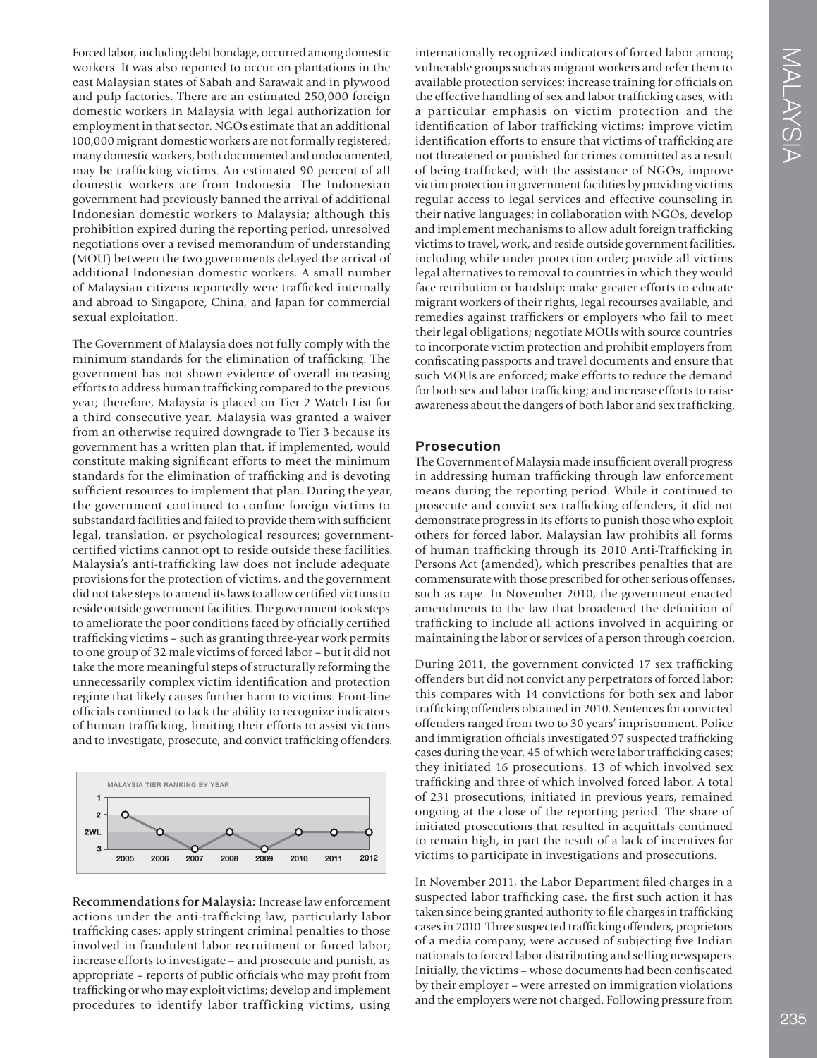Forced labor, including debt bondage, occurred among domestic workers. It was also reported to occur on plantations in the east Malaysian states of Sabah and Sarawak and in plywood and pulp factories. There are an estimated 250,000 foreign domestic workers in Malaysia with legal authorization for employment in that sector. NGOs estimate that an additional 100,000 migrant domestic workers are not formally registered; many domestic workers, both documented and undocumented, may be trafficking victims. An estimated 90 percent of all domestic workers are from Indonesia. The Indonesian government had previously banned the arrival of additional Indonesian domestic workers to Malaysia; although this prohibition expired during the reporting period, unresolved negotiations over a revised memorandum of understanding (MOU) between the two governments delayed the arrival of additional Indonesian domestic workers. A small number of Malaysian citizens reportedly were trafficked internally and abroad to Singapore, China, and Japan for commercial sexual exploitation.

The Government of Malaysia does not fully comply with the minimum standards for the elimination of trafficking. The government has not shown evidence of overall increasing efforts to address human trafficking compared to the previous year; therefore, Malaysia is placed on Tier 2 Watch List for a third consecutive year. Malaysia was granted a waiver from an otherwise required downgrade to Tier 3 because its government has a written plan that, if implemented, would constitute making significant efforts to meet the minimum standards for the elimination of trafficking and is devoting sufficient resources to implement that plan. During the year, the government continued to confine foreign victims to substandard facilities and failed to provide them with sufficient legal, translation, or psychological resources; government-certified victims cannot opt to reside outside these facilities. Malaysia's anti-trafficking law does not include adequate provisions for the protection of victims, and the government did not take steps to amend its laws to allow certified victims to reside outside government facilities. The government took steps to ameliorate the poor conditions faced by officially certified trafficking victims – such as granting three-year work permits to one group of 32 male victims of forced labor – but it did not take the more meaningful steps of structurally reforming the unnecessarily complex victim identification and protection regime that likely causes further harm to victims. Front-line officials continued to lack the ability to recognize indicators of human trafficking, limiting their efforts to assist victims and to investigate, prosecute, and convict trafficking offenders.

MALAYSIA TIER RANKING BY YEAR

| Year | 2005 | 2006 | 2007 | 2008 | 2009 | 2010 | 2011 | 2012 |
|---|---|---|---|---|---|---|---|---|
| Tier | 2 | 2WL | 3 | 2WL | 3 | 2WL | 2WL | 2WL |

**Recommendations for Malaysia:** Increase law enforcement actions under the anti-trafficking law, particularly labor trafficking cases; apply stringent criminal penalties to those involved in fraudulent labor recruitment or forced labor; increase efforts to investigate – and prosecute and punish, as appropriate – reports of public officials who may profit from trafficking or who may exploit victims; develop and implement procedures to identify labor trafficking victims, using internationally recognized indicators of forced labor among vulnerable groups such as migrant workers and refer them to available protection services; increase training for officials on the effective handling of sex and labor trafficking cases, with a particular emphasis on victim protection and the identification of labor trafficking victims; improve victim identification efforts to ensure that victims of trafficking are not threatened or punished for crimes committed as a result of being trafficked; with the assistance of NGOs, improve victim protection in government facilities by providing victims regular access to legal services and effective counseling in their native languages; in collaboration with NGOs, develop and implement mechanisms to allow adult foreign trafficking victims to travel, work, and reside outside government facilities, including while under protection order; provide all victims legal alternatives to removal to countries in which they would face retribution or hardship; make greater efforts to educate migrant workers of their rights, legal recourses available, and remedies against traffickers or employers who fail to meet their legal obligations; negotiate MOUs with source countries to incorporate victim protection and prohibit employers from confiscating passports and travel documents and ensure that such MOUs are enforced; make efforts to reduce the demand for both sex and labor trafficking; and increase efforts to raise awareness about the dangers of both labor and sex trafficking.

## Prosecution

The Government of Malaysia made insufficient overall progress in addressing human trafficking through law enforcement means during the reporting period. While it continued to prosecute and convict sex trafficking offenders, it did not demonstrate progress in its efforts to punish those who exploit others for forced labor. Malaysian law prohibits all forms of human trafficking through its 2010 Anti-Trafficking in Persons Act (amended), which prescribes penalties that are commensurate with those prescribed for other serious offenses, such as rape. In November 2010, the government enacted amendments to the law that broadened the definition of trafficking to include all actions involved in acquiring or maintaining the labor or services of a person through coercion.

During 2011, the government convicted 17 sex trafficking offenders but did not convict any perpetrators of forced labor; this compares with 14 convictions for both sex and labor trafficking offenders obtained in 2010. Sentences for convicted offenders ranged from two to 30 years' imprisonment. Police and immigration officials investigated 97 suspected trafficking cases during the year, 45 of which were labor trafficking cases; they initiated 16 prosecutions, 13 of which involved sex trafficking and three of which involved forced labor. A total of 231 prosecutions, initiated in previous years, remained ongoing at the close of the reporting period. The share of initiated prosecutions that resulted in acquittals continued to remain high, in part the result of a lack of incentives for victims to participate in investigations and prosecutions.

In November 2011, the Labor Department filed charges in a suspected labor trafficking case, the first such action it has taken since being granted authority to file charges in trafficking cases in 2010. Three suspected trafficking offenders, proprietors of a media company, were accused of subjecting five Indian nationals to forced labor distributing and selling newspapers. Initially, the victims – whose documents had been confiscated by their employer – were arrested on immigration violations and the employers were not charged. Following pressure from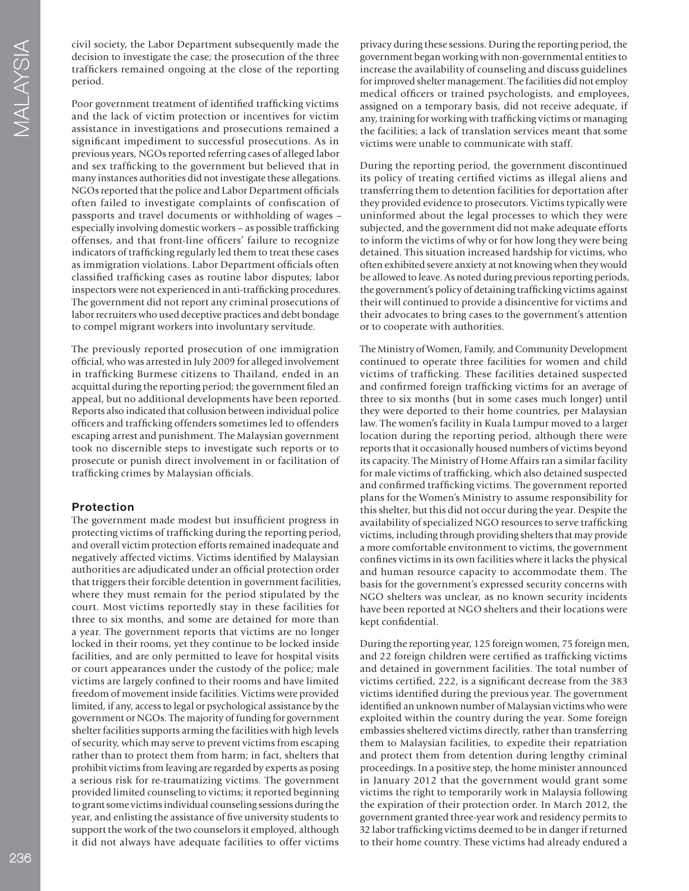civil society, the Labor Department subsequently made the decision to investigate the case; the prosecution of the three traffickers remained ongoing at the close of the reporting period.

Poor government treatment of identified trafficking victims and the lack of victim protection or incentives for victim assistance in investigations and prosecutions remained a significant impediment to successful prosecutions. As in previous years, NGOs reported referring cases of alleged labor and sex trafficking to the government but believed that in many instances authorities did not investigate these allegations. NGOs reported that the police and Labor Department officials often failed to investigate complaints of confiscation of passports and travel documents or withholding of wages – especially involving domestic workers – as possible trafficking offenses, and that front-line officers' failure to recognize indicators of trafficking regularly led them to treat these cases as immigration violations. Labor Department officials often classified trafficking cases as routine labor disputes; labor inspectors were not experienced in anti-trafficking procedures. The government did not report any criminal prosecutions of labor recruiters who used deceptive practices and debt bondage to compel migrant workers into involuntary servitude.

The previously reported prosecution of one immigration official, who was arrested in July 2009 for alleged involvement in trafficking Burmese citizens to Thailand, ended in an acquittal during the reporting period; the government filed an appeal, but no additional developments have been reported. Reports also indicated that collusion between individual police officers and trafficking offenders sometimes led to offenders escaping arrest and punishment. The Malaysian government took no discernible steps to investigate such reports or to prosecute or punish direct involvement in or facilitation of trafficking crimes by Malaysian officials.

## Protection

The government made modest but insufficient progress in protecting victims of trafficking during the reporting period, and overall victim protection efforts remained inadequate and negatively affected victims. Victims identified by Malaysian authorities are adjudicated under an official protection order that triggers their forcible detention in government facilities, where they must remain for the period stipulated by the court. Most victims reportedly stay in these facilities for three to six months, and some are detained for more than a year. The government reports that victims are no longer locked in their rooms, yet they continue to be locked inside facilities, and are only permitted to leave for hospital visits or court appearances under the custody of the police; male victims are largely confined to their rooms and have limited freedom of movement inside facilities. Victims were provided limited, if any, access to legal or psychological assistance by the government or NGOs. The majority of funding for government shelter facilities supports arming the facilities with high levels of security, which may serve to prevent victims from escaping rather than to protect them from harm; in fact, shelters that prohibit victims from leaving are regarded by experts as posing a serious risk for re-traumatizing victims. The government provided limited counseling to victims; it reported beginning to grant some victims individual counseling sessions during the year, and enlisting the assistance of five university students to support the work of the two counselors it employed, although it did not always have adequate facilities to offer victims privacy during these sessions. During the reporting period, the government began working with non-governmental entities to increase the availability of counseling and discuss guidelines for improved shelter management. The facilities did not employ medical officers or trained psychologists, and employees, assigned on a temporary basis, did not receive adequate, if any, training for working with trafficking victims or managing the facilities; a lack of translation services meant that some victims were unable to communicate with staff.

During the reporting period, the government discontinued its policy of treating certified victims as illegal aliens and transferring them to detention facilities for deportation after they provided evidence to prosecutors. Victims typically were uninformed about the legal processes to which they were subjected, and the government did not make adequate efforts to inform the victims of why or for how long they were being detained. This situation increased hardship for victims, who often exhibited severe anxiety at not knowing when they would be allowed to leave. As noted during previous reporting periods, the government's policy of detaining trafficking victims against their will continued to provide a disincentive for victims and their advocates to bring cases to the government's attention or to cooperate with authorities.

The Ministry of Women, Family, and Community Development continued to operate three facilities for women and child victims of trafficking. These facilities detained suspected and confirmed foreign trafficking victims for an average of three to six months (but in some cases much longer) until they were deported to their home countries, per Malaysian law. The women's facility in Kuala Lumpur moved to a larger location during the reporting period, although there were reports that it occasionally housed numbers of victims beyond its capacity. The Ministry of Home Affairs ran a similar facility for male victims of trafficking, which also detained suspected and confirmed trafficking victims. The government reported plans for the Women's Ministry to assume responsibility for this shelter, but this did not occur during the year. Despite the availability of specialized NGO resources to serve trafficking victims, including through providing shelters that may provide a more comfortable environment to victims, the government confines victims in its own facilities where it lacks the physical and human resource capacity to accommodate them. The basis for the government's expressed security concerns with NGO shelters was unclear, as no known security incidents have been reported at NGO shelters and their locations were kept confidential.

During the reporting year, 125 foreign women, 75 foreign men, and 22 foreign children were certified as trafficking victims and detained in government facilities. The total number of victims certified, 222, is a significant decrease from the 383 victims identified during the previous year. The government identified an unknown number of Malaysian victims who were exploited within the country during the year. Some foreign embassies sheltered victims directly, rather than transferring them to Malaysian facilities, to expedite their repatriation and protect them from detention during lengthy criminal proceedings. In a positive step, the home minister announced in January 2012 that the government would grant some victims the right to temporarily work in Malaysia following the expiration of their protection order. In March 2012, the government granted three-year work and residency permits to 32 labor trafficking victims deemed to be in danger if returned to their home country. These victims had already endured a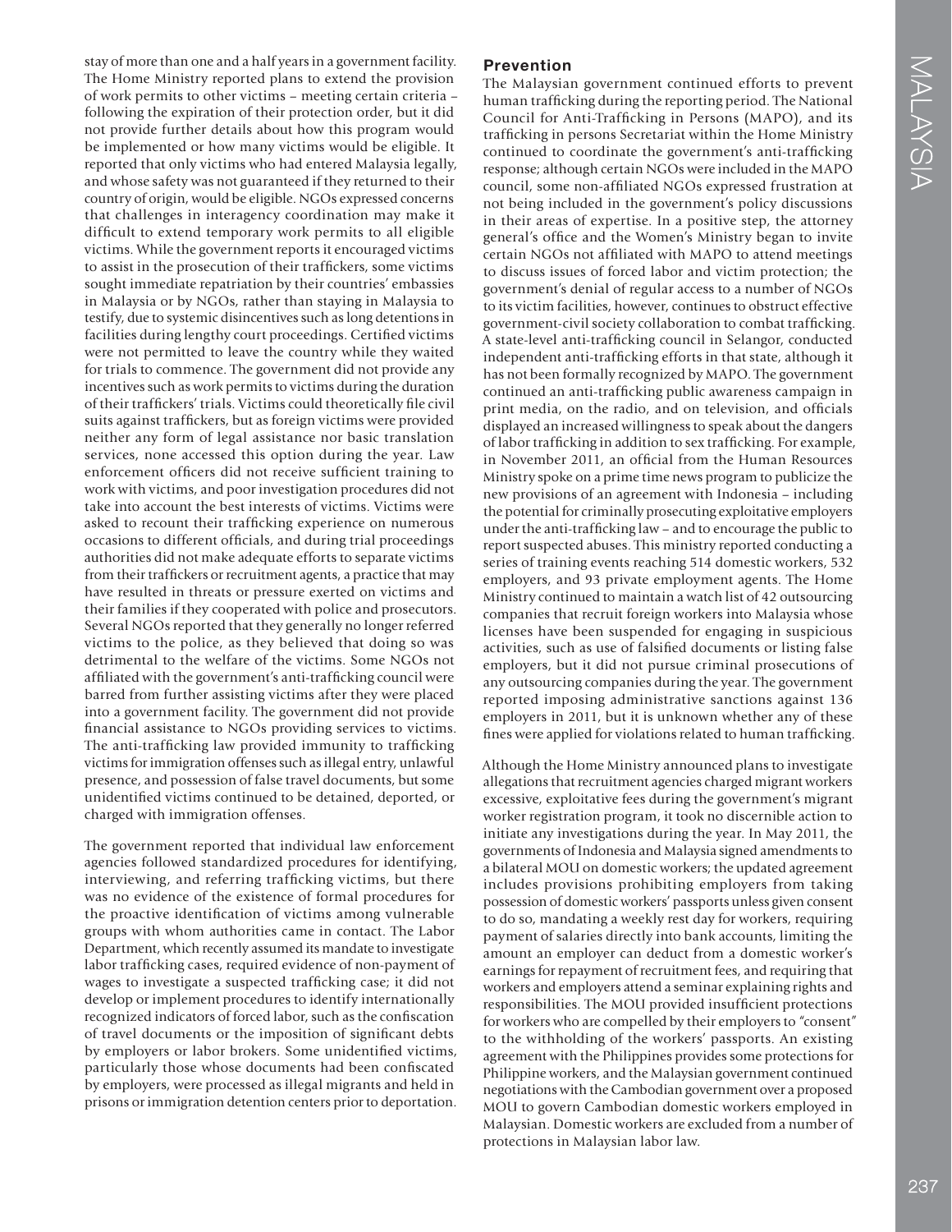stay of more than one and a half years in a government facility. The Home Ministry reported plans to extend the provision of work permits to other victims – meeting certain criteria – following the expiration of their protection order, but it did not provide further details about how this program would be implemented or how many victims would be eligible. It reported that only victims who had entered Malaysia legally, and whose safety was not guaranteed if they returned to their country of origin, would be eligible. NGOs expressed concerns that challenges in interagency coordination may make it difficult to extend temporary work permits to all eligible victims. While the government reports it encouraged victims to assist in the prosecution of their traffickers, some victims sought immediate repatriation by their countries' embassies in Malaysia or by NGOs, rather than staying in Malaysia to testify, due to systemic disincentives such as long detentions in facilities during lengthy court proceedings. Certified victims were not permitted to leave the country while they waited for trials to commence. The government did not provide any incentives such as work permits to victims during the duration of their traffickers' trials. Victims could theoretically file civil suits against traffickers, but as foreign victims were provided neither any form of legal assistance nor basic translation services, none accessed this option during the year. Law enforcement officers did not receive sufficient training to work with victims, and poor investigation procedures did not take into account the best interests of victims. Victims were asked to recount their trafficking experience on numerous occasions to different officials, and during trial proceedings authorities did not make adequate efforts to separate victims from their traffickers or recruitment agents, a practice that may have resulted in threats or pressure exerted on victims and their families if they cooperated with police and prosecutors. Several NGOs reported that they generally no longer referred victims to the police, as they believed that doing so was detrimental to the welfare of the victims. Some NGOs not affiliated with the government's anti-trafficking council were barred from further assisting victims after they were placed into a government facility. The government did not provide financial assistance to NGOs providing services to victims. The anti-trafficking law provided immunity to trafficking victims for immigration offenses such as illegal entry, unlawful presence, and possession of false travel documents, but some unidentified victims continued to be detained, deported, or charged with immigration offenses.

The government reported that individual law enforcement agencies followed standardized procedures for identifying, interviewing, and referring trafficking victims, but there was no evidence of the existence of formal procedures for the proactive identification of victims among vulnerable groups with whom authorities came in contact. The Labor Department, which recently assumed its mandate to investigate labor trafficking cases, required evidence of non-payment of wages to investigate a suspected trafficking case; it did not develop or implement procedures to identify internationally recognized indicators of forced labor, such as the confiscation of travel documents or the imposition of significant debts by employers or labor brokers. Some unidentified victims, particularly those whose documents had been confiscated by employers, were processed as illegal migrants and held in prisons or immigration detention centers prior to deportation.

## Prevention

The Malaysian government continued efforts to prevent human trafficking during the reporting period. The National Council for Anti-Trafficking in Persons (MAPO), and its trafficking in persons Secretariat within the Home Ministry continued to coordinate the government's anti-trafficking response; although certain NGOs were included in the MAPO council, some non-affiliated NGOs expressed frustration at not being included in the government's policy discussions in their areas of expertise. In a positive step, the attorney general's office and the Women's Ministry began to invite certain NGOs not affiliated with MAPO to attend meetings to discuss issues of forced labor and victim protection; the government's denial of regular access to a number of NGOs to its victim facilities, however, continues to obstruct effective government-civil society collaboration to combat trafficking. A state-level anti-trafficking council in Selangor, conducted independent anti-trafficking efforts in that state, although it has not been formally recognized by MAPO. The government continued an anti-trafficking public awareness campaign in print media, on the radio, and on television, and officials displayed an increased willingness to speak about the dangers of labor trafficking in addition to sex trafficking. For example, in November 2011, an official from the Human Resources Ministry spoke on a prime time news program to publicize the new provisions of an agreement with Indonesia – including the potential for criminally prosecuting exploitative employers under the anti-trafficking law – and to encourage the public to report suspected abuses. This ministry reported conducting a series of training events reaching 514 domestic workers, 532 employers, and 93 private employment agents. The Home Ministry continued to maintain a watch list of 42 outsourcing companies that recruit foreign workers into Malaysia whose licenses have been suspended for engaging in suspicious activities, such as use of falsified documents or listing false employers, but it did not pursue criminal prosecutions of any outsourcing companies during the year. The government reported imposing administrative sanctions against 136 employers in 2011, but it is unknown whether any of these fines were applied for violations related to human trafficking.

Although the Home Ministry announced plans to investigate allegations that recruitment agencies charged migrant workers excessive, exploitative fees during the government's migrant worker registration program, it took no discernible action to initiate any investigations during the year. In May 2011, the governments of Indonesia and Malaysia signed amendments to a bilateral MOU on domestic workers; the updated agreement includes provisions prohibiting employers from taking possession of domestic workers' passports unless given consent to do so, mandating a weekly rest day for workers, requiring payment of salaries directly into bank accounts, limiting the amount an employer can deduct from a domestic worker's earnings for repayment of recruitment fees, and requiring that workers and employers attend a seminar explaining rights and responsibilities. The MOU provided insufficient protections for workers who are compelled by their employers to "consent" to the withholding of the workers' passports. An existing agreement with the Philippines provides some protections for Philippine workers, and the Malaysian government continued negotiations with the Cambodian government over a proposed MOU to govern Cambodian domestic workers employed in Malaysian. Domestic workers are excluded from a number of protections in Malaysian labor law.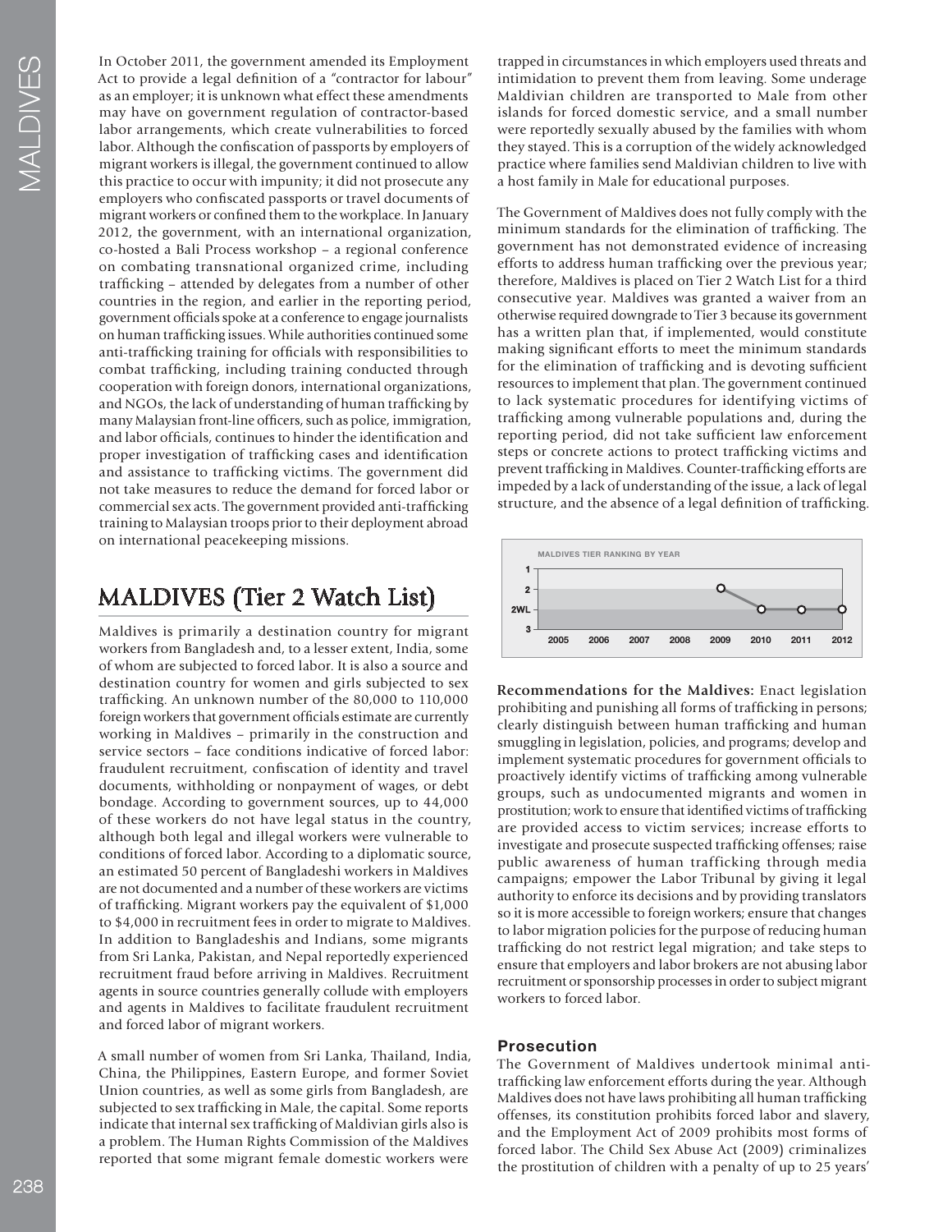In October 2011, the government amended its Employment Act to provide a legal definition of a "contractor for labour" as an employer; it is unknown what effect these amendments may have on government regulation of contractor-based labor arrangements, which create vulnerabilities to forced labor. Although the confiscation of passports by employers of migrant workers is illegal, the government continued to allow this practice to occur with impunity; it did not prosecute any employers who confiscated passports or travel documents of migrant workers or confined them to the workplace. In January 2012, the government, with an international organization, co-hosted a Bali Process workshop – a regional conference on combating transnational organized crime, including trafficking – attended by delegates from a number of other countries in the region, and earlier in the reporting period, government officials spoke at a conference to engage journalists on human trafficking issues. While authorities continued some anti-trafficking training for officials with responsibilities to combat trafficking, including training conducted through cooperation with foreign donors, international organizations, and NGOs, the lack of understanding of human trafficking by many Malaysian front-line officers, such as police, immigration, and labor officials, continues to hinder the identification and proper investigation of trafficking cases and identification and assistance to trafficking victims. The government did not take measures to reduce the demand for forced labor or commercial sex acts. The government provided anti-trafficking training to Malaysian troops prior to their deployment abroad on international peacekeeping missions.

## MALDIVES (Tier 2 Watch List)

Maldives is primarily a destination country for migrant workers from Bangladesh and, to a lesser extent, India, some of whom are subjected to forced labor. It is also a source and destination country for women and girls subjected to sex trafficking. An unknown number of the 80,000 to 110,000 foreign workers that government officials estimate are currently working in Maldives – primarily in the construction and service sectors – face conditions indicative of forced labor: fraudulent recruitment, confiscation of identity and travel documents, withholding or nonpayment of wages, or debt bondage. According to government sources, up to 44,000 of these workers do not have legal status in the country, although both legal and illegal workers were vulnerable to conditions of forced labor. According to a diplomatic source, an estimated 50 percent of Bangladeshi workers in Maldives are not documented and a number of these workers are victims of trafficking. Migrant workers pay the equivalent of $1,000 to $4,000 in recruitment fees in order to migrate to Maldives. In addition to Bangladeshis and Indians, some migrants from Sri Lanka, Pakistan, and Nepal reportedly experienced recruitment fraud before arriving in Maldives. Recruitment agents in source countries generally collude with employers and agents in Maldives to facilitate fraudulent recruitment and forced labor of migrant workers.

A small number of women from Sri Lanka, Thailand, India, China, the Philippines, Eastern Europe, and former Soviet Union countries, as well as some girls from Bangladesh, are subjected to sex trafficking in Male, the capital. Some reports indicate that internal sex trafficking of Maldivian girls also is a problem. The Human Rights Commission of the Maldives reported that some migrant female domestic workers were trapped in circumstances in which employers used threats and intimidation to prevent them from leaving. Some underage Maldivian children are transported to Male from other islands for forced domestic service, and a small number were reportedly sexually abused by the families with whom they stayed. This is a corruption of the widely acknowledged practice where families send Maldivian children to live with a host family in Male for educational purposes.

The Government of Maldives does not fully comply with the minimum standards for the elimination of trafficking. The government has not demonstrated evidence of increasing efforts to address human trafficking over the previous year; therefore, Maldives is placed on Tier 2 Watch List for a third consecutive year. Maldives was granted a waiver from an otherwise required downgrade to Tier 3 because its government has a written plan that, if implemented, would constitute making significant efforts to meet the minimum standards for the elimination of trafficking and is devoting sufficient resources to implement that plan. The government continued to lack systematic procedures for identifying victims of trafficking among vulnerable populations and, during the reporting period, did not take sufficient law enforcement steps or concrete actions to protect trafficking victims and prevent trafficking in Maldives. Counter-trafficking efforts are impeded by a lack of understanding of the issue, a lack of legal structure, and the absence of a legal definition of trafficking.

MALDIVES TIER RANKING BY YEAR

1
2
2WL
3

2005 2006 2007 2008 2009 2010 2011 2012

**Recommendations for the Maldives:** Enact legislation prohibiting and punishing all forms of trafficking in persons; clearly distinguish between human trafficking and human smuggling in legislation, policies, and programs; develop and implement systematic procedures for government officials to proactively identify victims of trafficking among vulnerable groups, such as undocumented migrants and women in prostitution; work to ensure that identified victims of trafficking are provided access to victim services; increase efforts to investigate and prosecute suspected trafficking offenses; raise public awareness of human trafficking through media campaigns; empower the Labor Tribunal by giving it legal authority to enforce its decisions and by providing translators so it is more accessible to foreign workers; ensure that changes to labor migration policies for the purpose of reducing human trafficking do not restrict legal migration; and take steps to ensure that employers and labor brokers are not abusing labor recruitment or sponsorship processes in order to subject migrant workers to forced labor.

### Prosecution

The Government of Maldives undertook minimal anti-trafficking law enforcement efforts during the year. Although Maldives does not have laws prohibiting all human trafficking offenses, its constitution prohibits forced labor and slavery, and the Employment Act of 2009 prohibits most forms of forced labor. The Child Sex Abuse Act (2009) criminalizes the prostitution of children with a penalty of up to 25 years'